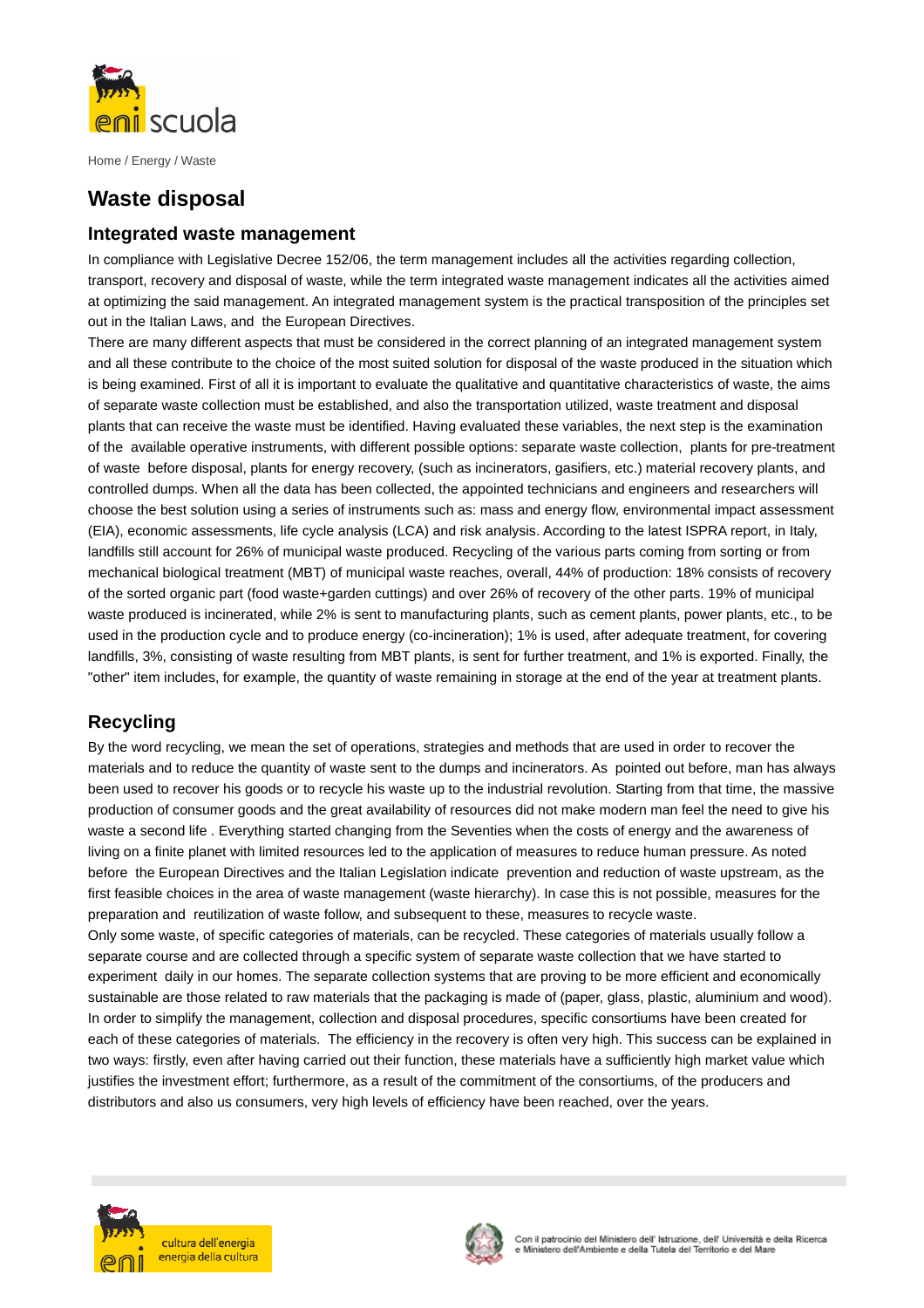Home / Energy / Waste

# Waste disposal

## Integrated waste management

In compliance with Legislative Decree 152/06, the term management includes all the activities regarding collection, transport, recovery and disposal of waste, while the term integrated waste management indicates all the activities aimed at optimizing the said management. An integrated management system is the practical transposition of the principles set out in the Italian Laws, and the European Directives.

There are many different aspects that must be considered in the correct planning of an integrated management system and all these contribute to the choice of the most suited solution for disposal of the waste produced in the situation which is being examined. First of all it is important to evaluate the qualitative and quantitative characteristics of waste, the aims of separate waste collection must be established, and also the transportation utilized, waste treatment and disposal plants that can receive the waste must be identified. Having evaluated these variables, the next step is the examination of the available operative instruments, with different possible options: separate waste collection, plants for pre-treatment of waste before disposal, plants for energy recovery, (such as incinerators, gasifiers, etc.) material recovery plants, and controlled dumps. When all the data has been collected, the appointed technicians and engineers and researchers will choose the best solution using a series of instruments such as: mass and energy flow, environmental impact assessment (EIA), economic assessments, life cycle analysis (LCA) and risk analysis. According to the latest ISPRA report, in Italy, landfills still account for 26% of municipal waste produced. Recycling of the various parts coming from sorting or from mechanical biological treatment (MBT) of municipal waste reaches, overall, 44% of production: 18% consists of recovery of the sorted organic part (food waste+garden cuttings) and over 26% of recovery of the other parts. 19% of municipal waste produced is incinerated, while 2% is sent to manufacturing plants, such as cement plants, power plants, etc., to be used in the production cycle and to produce energy (co-incineration); 1% is used, after adequate treatment, for covering landfills, 3%, consisting of waste resulting from MBT plants, is sent for further treatment, and 1% is exported. Finally, the "other" item includes, for example, the quantity of waste remaining in storage at the end of the year at treatment plants.

## Recycling

By the word recycling, we mean the set of operations, strategies and methods that are used in order to recover the materials and to reduce the quantity of waste sent to the dumps and incinerators. As pointed out before, man has always been used to recover his goods or to recycle his waste up to the industrial revolution. Starting from that time, the massive production of consumer goods and the great availability of resources did not make modern man feel the need to give his waste a second life . Everything started changing from the Seventies when the costs of energy and the awareness of living on a finite planet with limited resources led to the application of measures to reduce human pressure. As noted before the European Directives and the Italian Legislation indicate prevention and reduction of waste upstream, as the first feasible choices in the area of waste management (waste hierarchy). In case this is not possible, measures for the preparation and reutilization of waste follow, and subsequent to these, measures to recycle waste.

Only some waste, of specific categories of materials, can be recycled. These categories of materials usually follow a separate course and are collected through a specific system of separate waste collection that we have started to experiment daily in our homes. The separate collection systems that are proving to be more efficient and economically sustainable are those related to raw materials that the packaging is made of (paper, glass, plastic, aluminium and wood). In order to simplify the management, collection and disposal procedures, specific consortiums have been created for each of these categories of materials. The efficiency in the recovery is often very high. This success can be explained in two ways: firstly, even after having carried out their function, these materials have a sufficiently high market value which justifies the investment effort; furthermore, as a result of the commitment of the consortiums, of the producers and distributors and also us consumers, very high levels of efficiency have been reached, over the years.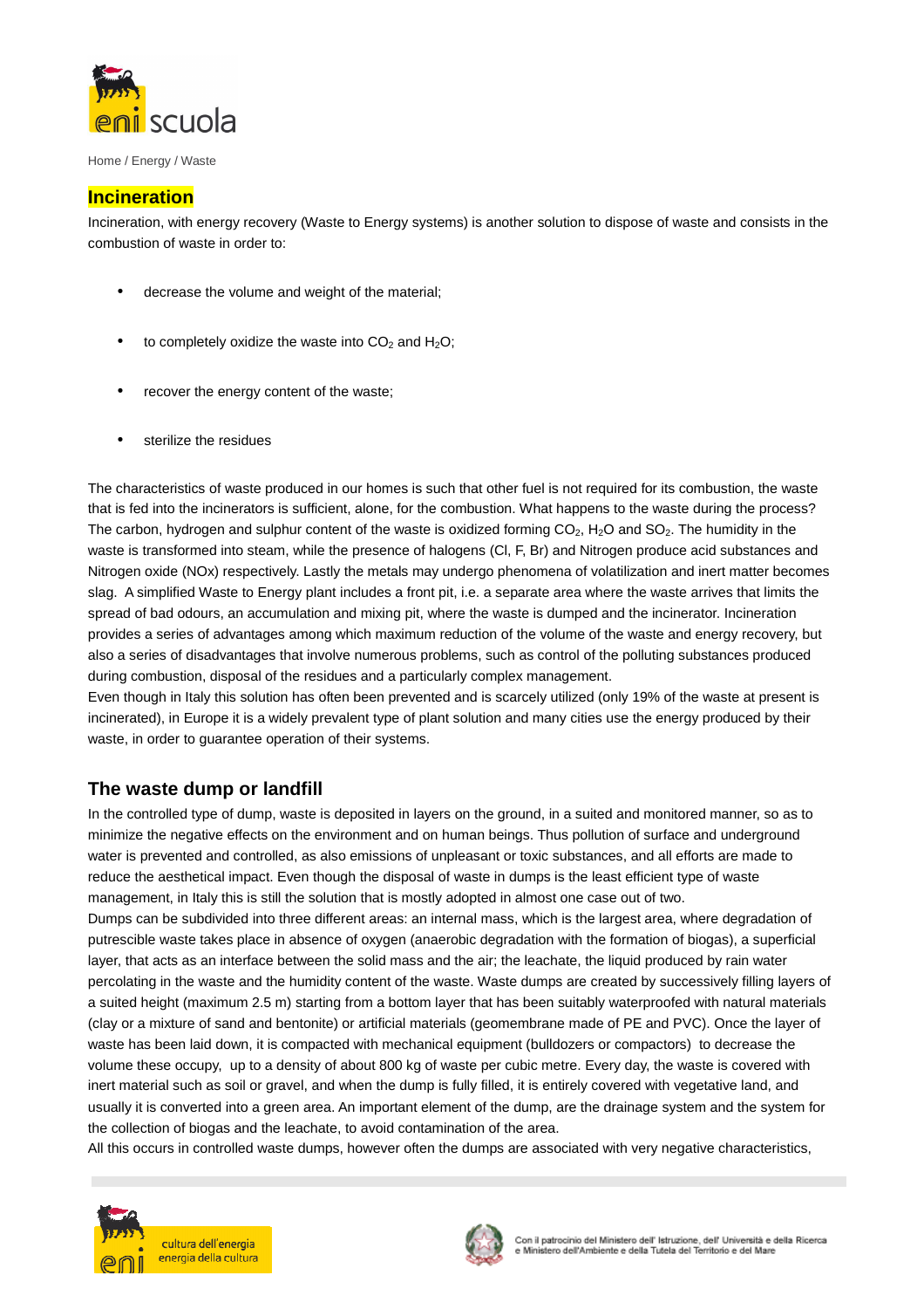Home / Energy / Waste

## Incineration

Incineration, with energy recovery (Waste to Energy systems) is another solution to dispose of waste and consists in the combustion of waste in order to:

- decrease the volume and weight of the material;
- to completely oxidize the waste into $CO_2$ and $H_2O$;
- recover the energy content of the waste;
- sterilize the residues

The characteristics of waste produced in our homes is such that other fuel is not required for its combustion, the waste that is fed into the incinerators is sufficient, alone, for the combustion. What happens to the waste during the process? The carbon, hydrogen and sulphur content of the waste is oxidized forming $CO_2$, $H_2O$ and $SO_2$. The humidity in the waste is transformed into steam, while the presence of halogens (Cl, F, Br) and Nitrogen produce acid substances and Nitrogen oxide (NOx) respectively. Lastly the metals may undergo phenomena of volatilization and inert matter becomes slag. A simplified Waste to Energy plant includes a front pit, i.e. a separate area where the waste arrives that limits the spread of bad odours, an accumulation and mixing pit, where the waste is dumped and the incinerator. Incineration provides a series of advantages among which maximum reduction of the volume of the waste and energy recovery, but also a series of disadvantages that involve numerous problems, such as control of the polluting substances produced during combustion, disposal of the residues and a particularly complex management.
Even though in Italy this solution has often been prevented and is scarcely utilized (only 19% of the waste at present is incinerated), in Europe it is a widely prevalent type of plant solution and many cities use the energy produced by their waste, in order to guarantee operation of their systems.

## The waste dump or landfill

In the controlled type of dump, waste is deposited in layers on the ground, in a suited and monitored manner, so as to minimize the negative effects on the environment and on human beings. Thus pollution of surface and underground water is prevented and controlled, as also emissions of unpleasant or toxic substances, and all efforts are made to reduce the aesthetical impact. Even though the disposal of waste in dumps is the least efficient type of waste management, in Italy this is still the solution that is mostly adopted in almost one case out of two.
Dumps can be subdivided into three different areas: an internal mass, which is the largest area, where degradation of putrescible waste takes place in absence of oxygen (anaerobic degradation with the formation of biogas), a superficial layer, that acts as an interface between the solid mass and the air; the leachate, the liquid produced by rain water percolating in the waste and the humidity content of the waste. Waste dumps are created by successively filling layers of a suited height (maximum 2.5 m) starting from a bottom layer that has been suitably waterproofed with natural materials (clay or a mixture of sand and bentonite) or artificial materials (geomembrane made of PE and PVC). Once the layer of waste has been laid down, it is compacted with mechanical equipment (bulldozers or compactors) to decrease the volume these occupy, up to a density of about 800 kg of waste per cubic metre. Every day, the waste is covered with inert material such as soil or gravel, and when the dump is fully filled, it is entirely covered with vegetative land, and usually it is converted into a green area. An important element of the dump, are the drainage system and the system for the collection of biogas and the leachate, to avoid contamination of the area.
All this occurs in controlled waste dumps, however often the dumps are associated with very negative characteristics,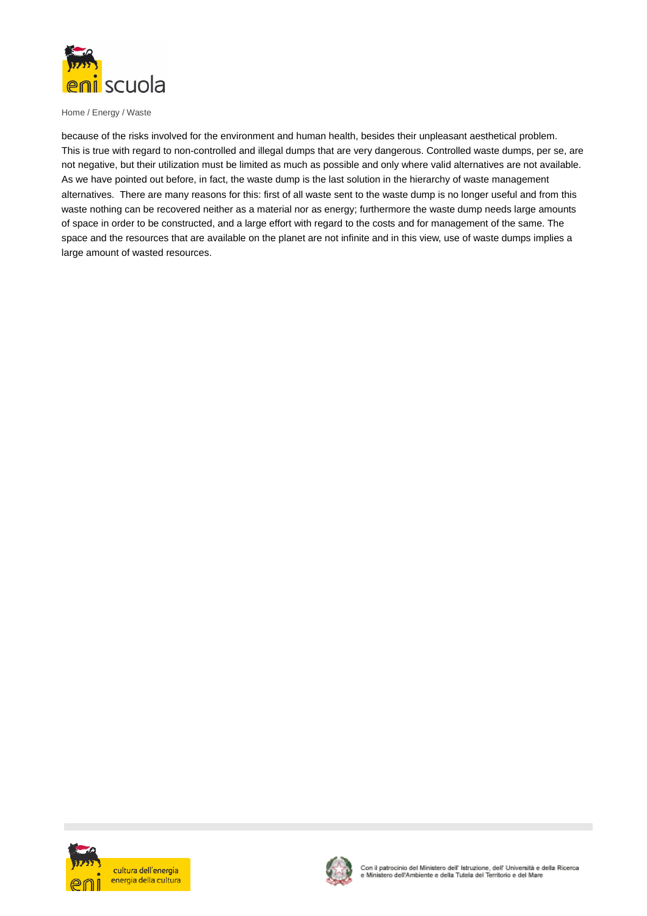because of the risks involved for the environment and human health, besides their unpleasant aesthetical problem. This is true with regard to non-controlled and illegal dumps that are very dangerous. Controlled waste dumps, per se, are not negative, but their utilization must be limited as much as possible and only where valid alternatives are not available. As we have pointed out before, in fact, the waste dump is the last solution in the hierarchy of waste management alternatives.  There are many reasons for this: first of all waste sent to the waste dump is no longer useful and from this waste nothing can be recovered neither as a material nor as energy; furthermore the waste dump needs large amounts of space in order to be constructed, and a large effort with regard to the costs and for management of the same. The space and the resources that are available on the planet are not infinite and in this view, use of waste dumps implies a large amount of wasted resources.